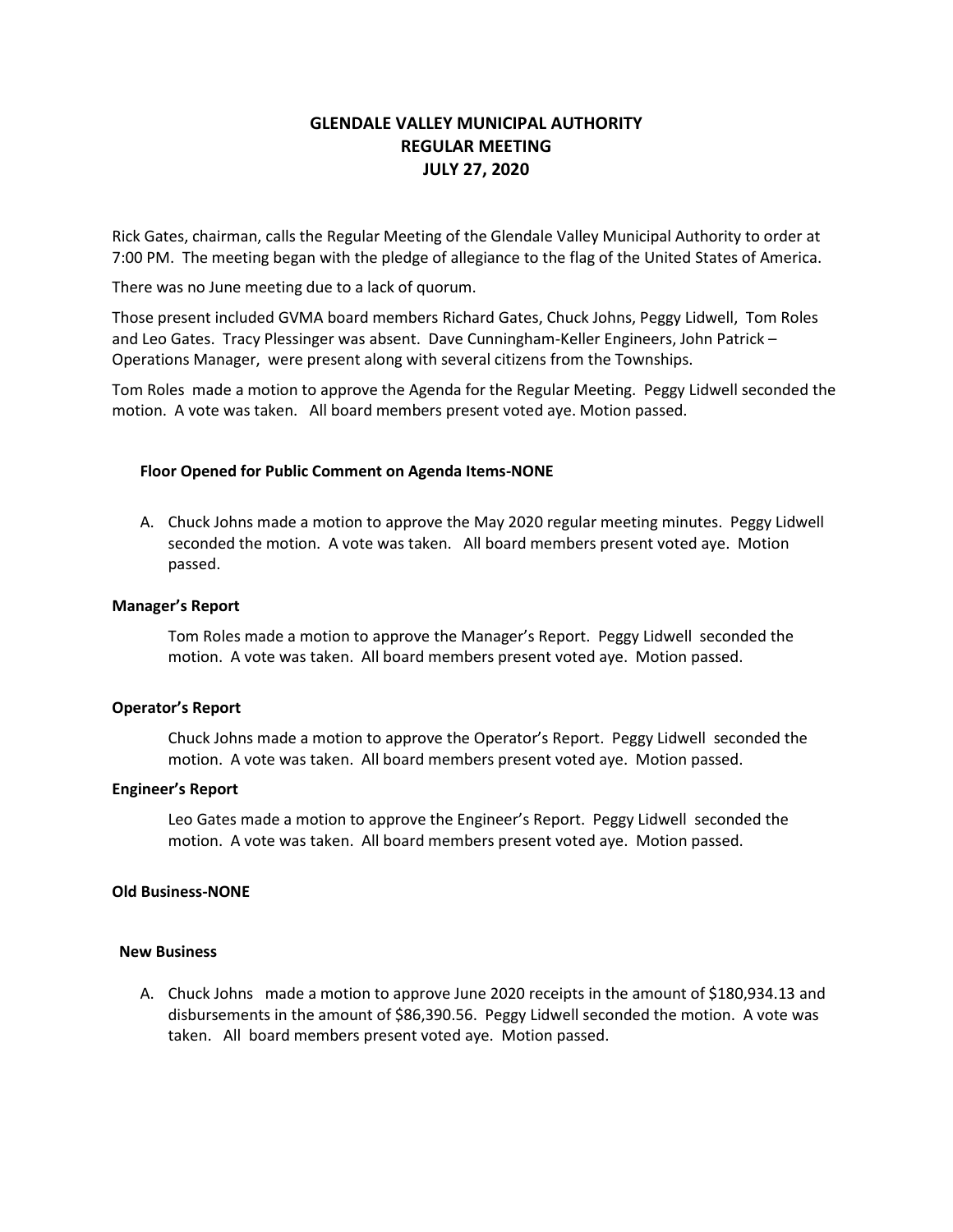# GLENDALE VALLEY MUNICIPAL AUTHORITY
# REGULAR MEETING
# JULY 27, 2020

Rick Gates, chairman, calls the Regular Meeting of the Glendale Valley Municipal Authority to order at 7:00 PM. The meeting began with the pledge of allegiance to the flag of the United States of America.

There was no June meeting due to a lack of quorum.

Those present included GVMA board members Richard Gates, Chuck Johns, Peggy Lidwell, Tom Roles and Leo Gates. Tracy Plessinger was absent. Dave Cunningham-Keller Engineers, John Patrick – Operations Manager, were present along with several citizens from the Townships.

Tom Roles made a motion to approve the Agenda for the Regular Meeting. Peggy Lidwell seconded the motion. A vote was taken. All board members present voted aye. Motion passed.

**Floor Opened for Public Comment on Agenda Items-NONE**

A. Chuck Johns made a motion to approve the May 2020 regular meeting minutes. Peggy Lidwell seconded the motion. A vote was taken. All board members present voted aye. Motion passed.

**Manager's Report**

Tom Roles made a motion to approve the Manager's Report. Peggy Lidwell seconded the motion. A vote was taken. All board members present voted aye. Motion passed.

**Operator's Report**

Chuck Johns made a motion to approve the Operator's Report. Peggy Lidwell seconded the motion. A vote was taken. All board members present voted aye. Motion passed.

**Engineer's Report**

Leo Gates made a motion to approve the Engineer's Report. Peggy Lidwell seconded the motion. A vote was taken. All board members present voted aye. Motion passed.

**Old Business-NONE**

**New Business**

A. Chuck Johns made a motion to approve June 2020 receipts in the amount of $180,934.13 and disbursements in the amount of $86,390.56. Peggy Lidwell seconded the motion. A vote was taken. All board members present voted aye. Motion passed.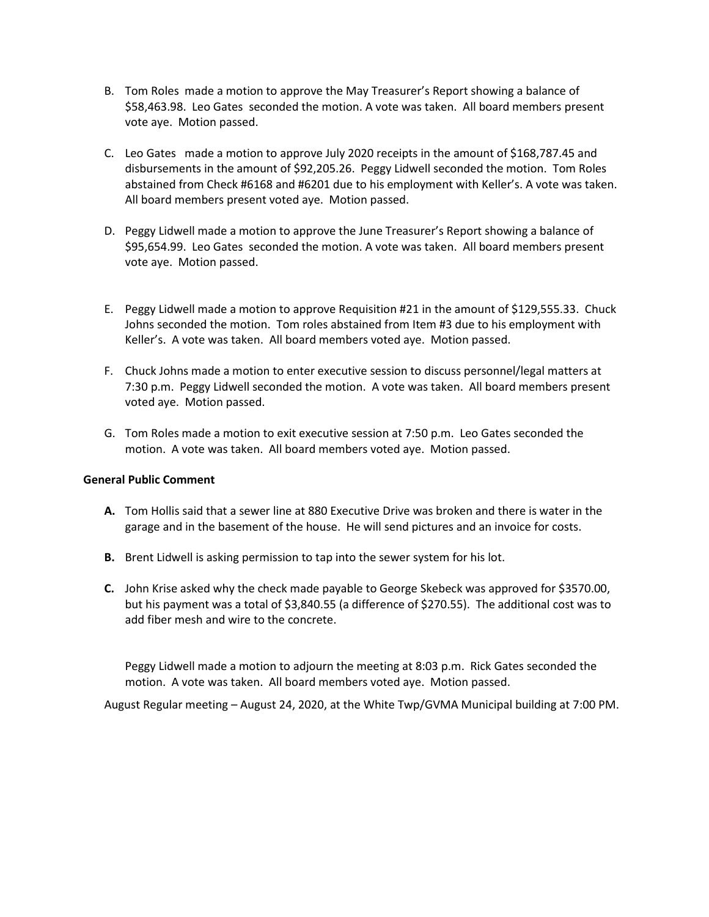B. Tom Roles made a motion to approve the May Treasurer's Report showing a balance of $58,463.98. Leo Gates seconded the motion. A vote was taken. All board members present vote aye. Motion passed.

C. Leo Gates made a motion to approve July 2020 receipts in the amount of $168,787.45 and disbursements in the amount of $92,205.26. Peggy Lidwell seconded the motion. Tom Roles abstained from Check #6168 and #6201 due to his employment with Keller's. A vote was taken. All board members present voted aye. Motion passed.

D. Peggy Lidwell made a motion to approve the June Treasurer's Report showing a balance of $95,654.99. Leo Gates seconded the motion. A vote was taken. All board members present vote aye. Motion passed.

E. Peggy Lidwell made a motion to approve Requisition #21 in the amount of $129,555.33. Chuck Johns seconded the motion. Tom roles abstained from Item #3 due to his employment with Keller's. A vote was taken. All board members voted aye. Motion passed.

F. Chuck Johns made a motion to enter executive session to discuss personnel/legal matters at 7:30 p.m. Peggy Lidwell seconded the motion. A vote was taken. All board members present voted aye. Motion passed.

G. Tom Roles made a motion to exit executive session at 7:50 p.m. Leo Gates seconded the motion. A vote was taken. All board members voted aye. Motion passed.

**General Public Comment**

**A.** Tom Hollis said that a sewer line at 880 Executive Drive was broken and there is water in the garage and in the basement of the house. He will send pictures and an invoice for costs.

**B.** Brent Lidwell is asking permission to tap into the sewer system for his lot.

**C.** John Krise asked why the check made payable to George Skebeck was approved for $3570.00, but his payment was a total of $3,840.55 (a difference of $270.55). The additional cost was to add fiber mesh and wire to the concrete.

Peggy Lidwell made a motion to adjourn the meeting at 8:03 p.m. Rick Gates seconded the motion. A vote was taken. All board members voted aye. Motion passed.

August Regular meeting – August 24, 2020, at the White Twp/GVMA Municipal building at 7:00 PM.